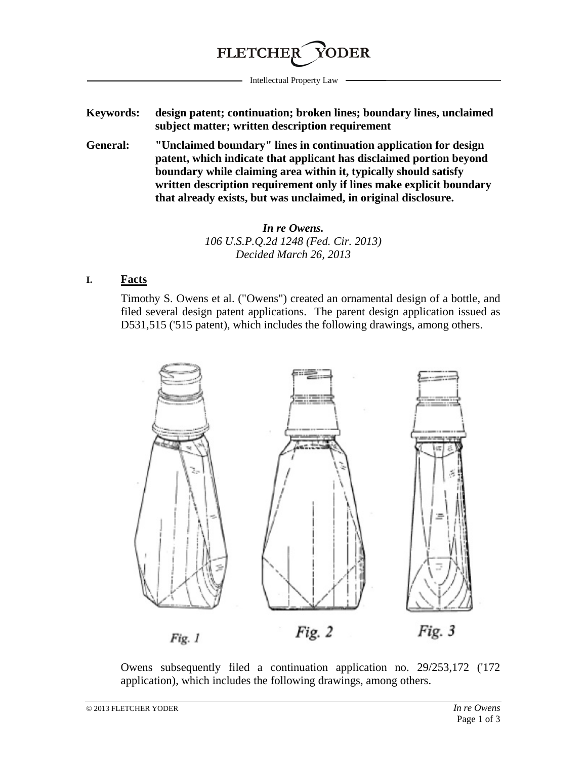FLETCHER YODER

Intellectual Property Law

**Keywords:** **design patent; continuation; broken lines; boundary lines, unclaimed subject matter; written description requirement**

**General:** **"Unclaimed boundary" lines in continuation application for design patent, which indicate that applicant has disclaimed portion beyond boundary while claiming area within it, typically should satisfy written description requirement only if lines make explicit boundary that already exists, but was unclaimed, in original disclosure.**

*In re Owens.*
*106 U.S.P.Q.2d 1248 (Fed. Cir. 2013)*
*Decided March 26, 2013*

## I. Facts

Timothy S. Owens et al. ("Owens") created an ornamental design of a bottle, and filed several design patent applications. The parent design application issued as D531,515 ('515 patent), which includes the following drawings, among others.

*Fig. 1* *Fig. 2* *Fig. 3*

Owens subsequently filed a continuation application no. 29/253,172 ('172 application), which includes the following drawings, among others.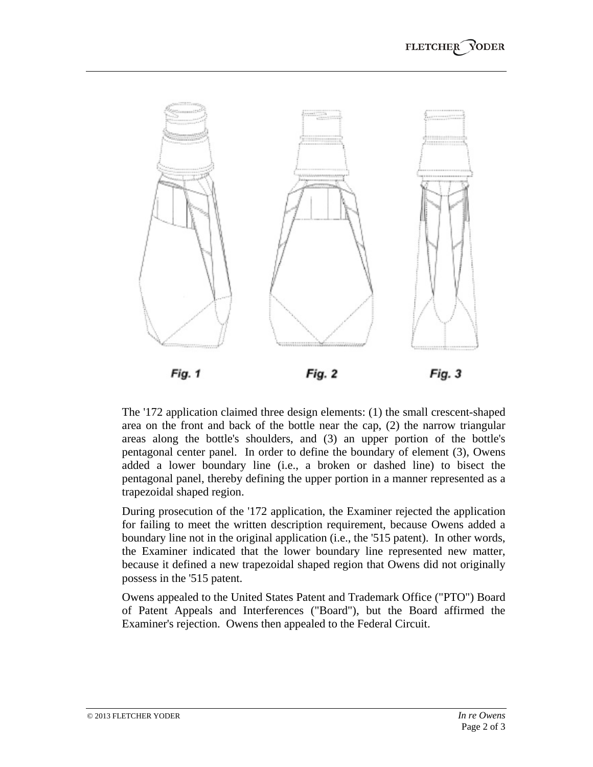Fig. 1

Fig. 2

Fig. 3

The '172 application claimed three design elements: (1) the small crescent-shaped area on the front and back of the bottle near the cap, (2) the narrow triangular areas along the bottle's shoulders, and (3) an upper portion of the bottle's pentagonal center panel. In order to define the boundary of element (3), Owens added a lower boundary line (i.e., a broken or dashed line) to bisect the pentagonal panel, thereby defining the upper portion in a manner represented as a trapezoidal shaped region.

During prosecution of the '172 application, the Examiner rejected the application for failing to meet the written description requirement, because Owens added a boundary line not in the original application (i.e., the '515 patent). In other words, the Examiner indicated that the lower boundary line represented new matter, because it defined a new trapezoidal shaped region that Owens did not originally possess in the '515 patent.

Owens appealed to the United States Patent and Trademark Office ("PTO") Board of Patent Appeals and Interferences ("Board"), but the Board affirmed the Examiner's rejection. Owens then appealed to the Federal Circuit.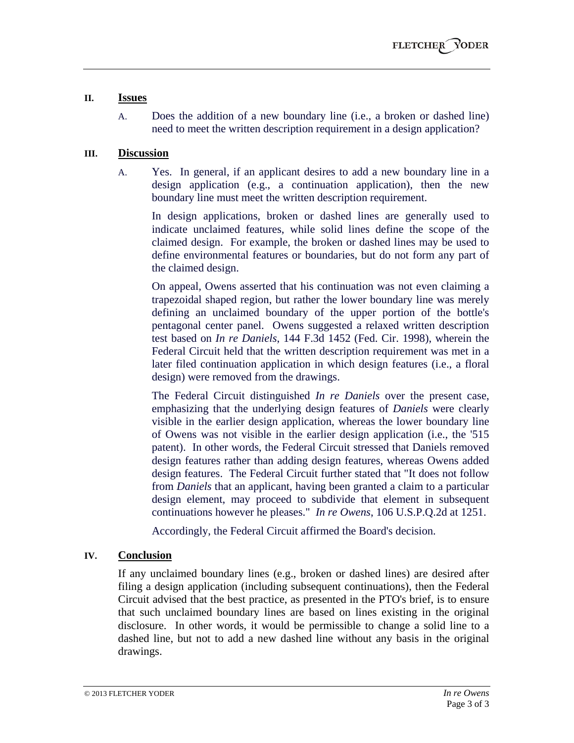## II. Issues

A. Does the addition of a new boundary line (i.e., a broken or dashed line) need to meet the written description requirement in a design application?

## III. Discussion

A. Yes. In general, if an applicant desires to add a new boundary line in a design application (e.g., a continuation application), then the new boundary line must meet the written description requirement.

In design applications, broken or dashed lines are generally used to indicate unclaimed features, while solid lines define the scope of the claimed design. For example, the broken or dashed lines may be used to define environmental features or boundaries, but do not form any part of the claimed design.

On appeal, Owens asserted that his continuation was not even claiming a trapezoidal shaped region, but rather the lower boundary line was merely defining an unclaimed boundary of the upper portion of the bottle's pentagonal center panel. Owens suggested a relaxed written description test based on *In re Daniels*, 144 F.3d 1452 (Fed. Cir. 1998), wherein the Federal Circuit held that the written description requirement was met in a later filed continuation application in which design features (i.e., a floral design) were removed from the drawings.

The Federal Circuit distinguished *In re Daniels* over the present case, emphasizing that the underlying design features of *Daniels* were clearly visible in the earlier design application, whereas the lower boundary line of Owens was not visible in the earlier design application (i.e., the '515 patent). In other words, the Federal Circuit stressed that Daniels removed design features rather than adding design features, whereas Owens added design features. The Federal Circuit further stated that "It does not follow from *Daniels* that an applicant, having been granted a claim to a particular design element, may proceed to subdivide that element in subsequent continuations however he pleases." *In re Owens*, 106 U.S.P.Q.2d at 1251.

Accordingly, the Federal Circuit affirmed the Board's decision.

## IV. Conclusion

If any unclaimed boundary lines (e.g., broken or dashed lines) are desired after filing a design application (including subsequent continuations), then the Federal Circuit advised that the best practice, as presented in the PTO's brief, is to ensure that such unclaimed boundary lines are based on lines existing in the original disclosure. In other words, it would be permissible to change a solid line to a dashed line, but not to add a new dashed line without any basis in the original drawings.